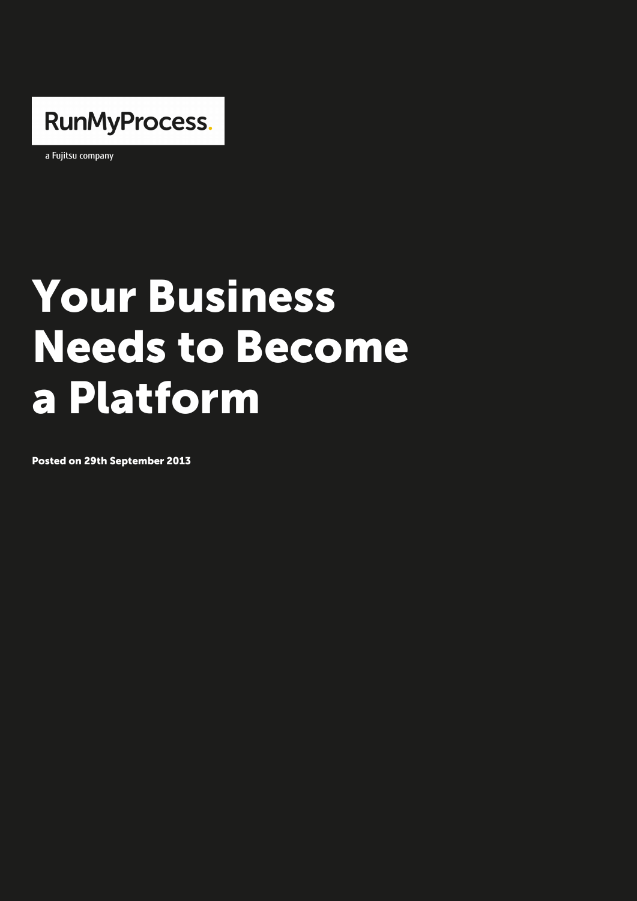RunMyProcess.

a Fujitsu company

# Your Business Needs to Become a Platform

**Posted on 29th September 2013**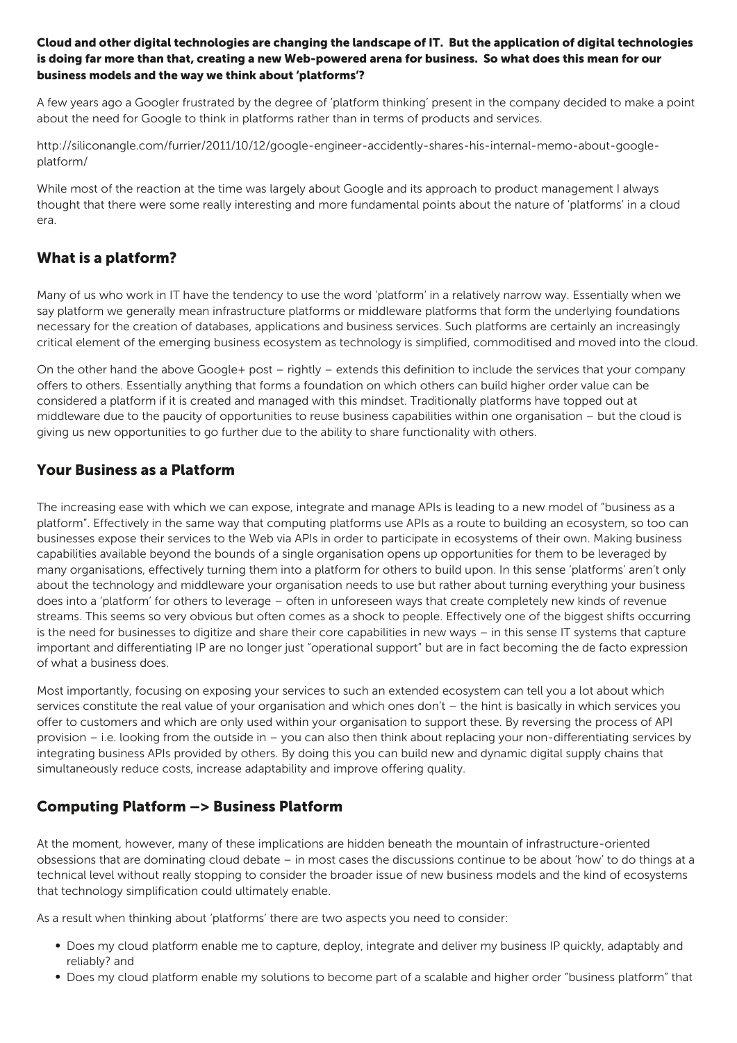**Cloud and other digital technologies are changing the landscape of IT. But the application of digital technologies is doing far more than that, creating a new Web-powered arena for business. So what does this mean for our business models and the way we think about 'platforms'?**

A few years ago a Googler frustrated by the degree of 'platform thinking' present in the company decided to make a point about the need for Google to think in platforms rather than in terms of products and services.

http://siliconangle.com/furrier/2011/10/12/google-engineer-accidently-shares-his-internal-memo-about-google-platform/

While most of the reaction at the time was largely about Google and its approach to product management I always thought that there were some really interesting and more fundamental points about the nature of 'platforms' in a cloud era.

## What is a platform?

Many of us who work in IT have the tendency to use the word 'platform' in a relatively narrow way. Essentially when we say platform we generally mean infrastructure platforms or middleware platforms that form the underlying foundations necessary for the creation of databases, applications and business services. Such platforms are certainly an increasingly critical element of the emerging business ecosystem as technology is simplified, commoditised and moved into the cloud.

On the other hand the above Google+ post – rightly – extends this definition to include the services that your company offers to others. Essentially anything that forms a foundation on which others can build higher order value can be considered a platform if it is created and managed with this mindset. Traditionally platforms have topped out at middleware due to the paucity of opportunities to reuse business capabilities within one organisation – but the cloud is giving us new opportunities to go further due to the ability to share functionality with others.

## Your Business as a Platform

The increasing ease with which we can expose, integrate and manage APIs is leading to a new model of "business as a platform". Effectively in the same way that computing platforms use APIs as a route to building an ecosystem, so too can businesses expose their services to the Web via APIs in order to participate in ecosystems of their own. Making business capabilities available beyond the bounds of a single organisation opens up opportunities for them to be leveraged by many organisations, effectively turning them into a platform for others to build upon. In this sense 'platforms' aren't only about the technology and middleware your organisation needs to use but rather about turning everything your business does into a 'platform' for others to leverage – often in unforeseen ways that create completely new kinds of revenue streams. This seems so very obvious but often comes as a shock to people. Effectively one of the biggest shifts occurring is the need for businesses to digitize and share their core capabilities in new ways – in this sense IT systems that capture important and differentiating IP are no longer just "operational support" but are in fact becoming the de facto expression of what a business does.

Most importantly, focusing on exposing your services to such an extended ecosystem can tell you a lot about which services constitute the real value of your organisation and which ones don't – the hint is basically in which services you offer to customers and which are only used within your organisation to support these. By reversing the process of API provision – i.e. looking from the outside in – you can also then think about replacing your non-differentiating services by integrating business APIs provided by others. By doing this you can build new and dynamic digital supply chains that simultaneously reduce costs, increase adaptability and improve offering quality.

## Computing Platform –> Business Platform

At the moment, however, many of these implications are hidden beneath the mountain of infrastructure-oriented obsessions that are dominating cloud debate – in most cases the discussions continue to be about 'how' to do things at a technical level without really stopping to consider the broader issue of new business models and the kind of ecosystems that technology simplification could ultimately enable.

As a result when thinking about 'platforms' there are two aspects you need to consider:

- Does my cloud platform enable me to capture, deploy, integrate and deliver my business IP quickly, adaptably and reliably? and
- Does my cloud platform enable my solutions to become part of a scalable and higher order "business platform" that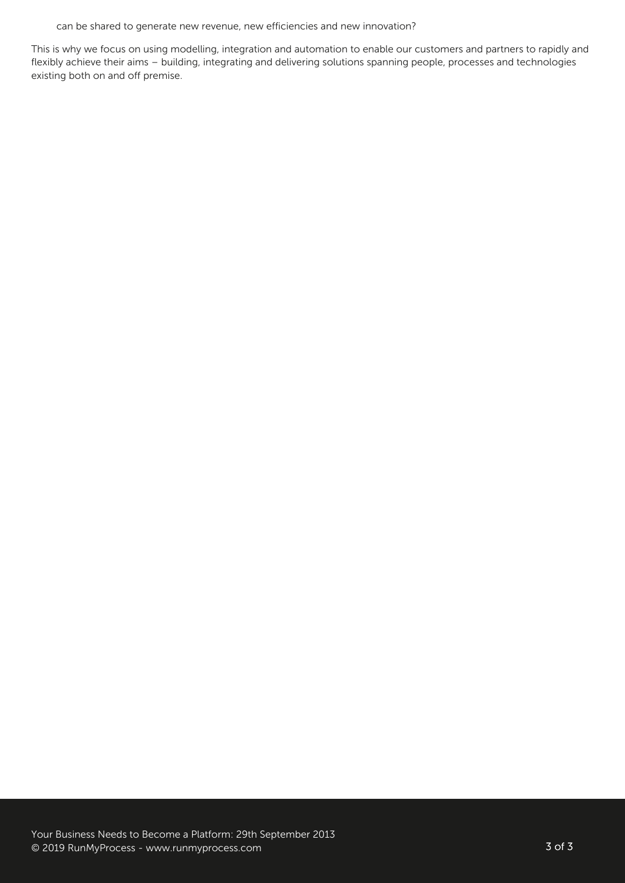can be shared to generate new revenue, new efficiencies and new innovation?

This is why we focus on using modelling, integration and automation to enable our customers and partners to rapidly and flexibly achieve their aims – building, integrating and delivering solutions spanning people, processes and technologies existing both on and off premise.